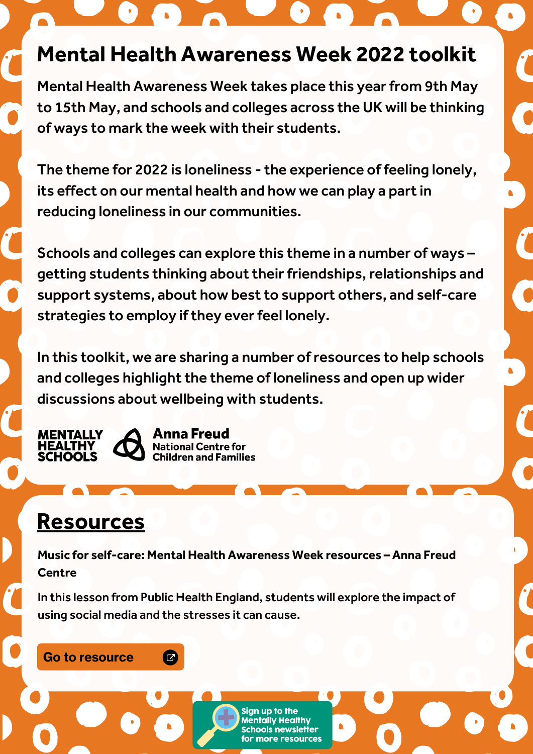# Mental Health Awareness Week 2022 toolkit

Mental Health Awareness Week takes place this year from 9th May to 15th May, and schools and colleges across the UK will be thinking of ways to mark the week with their students.

The theme for 2022 is loneliness - the experience of feeling lonely, its effect on our mental health and how we can play a part in reducing loneliness in our communities.

Schools and colleges can explore this theme in a number of ways – getting students thinking about their friendships, relationships and support systems, about how best to support others, and self-care strategies to employ if they ever feel lonely.

In this toolkit, we are sharing a number of resources to help schools and colleges highlight the theme of loneliness and open up wider discussions about wellbeing with students.

MENTALLY HEALTHY SCHOOLS

Anna Freud National Centre for Children and Families

## Resources

**Music for self-care: Mental Health Awareness Week resources – Anna Freud Centre**

In this lesson from Public Health England, students will explore the impact of using social media and the stresses it can cause.

Go to resource

Sign up to the Mentally Healthy Schools newsletter for more resources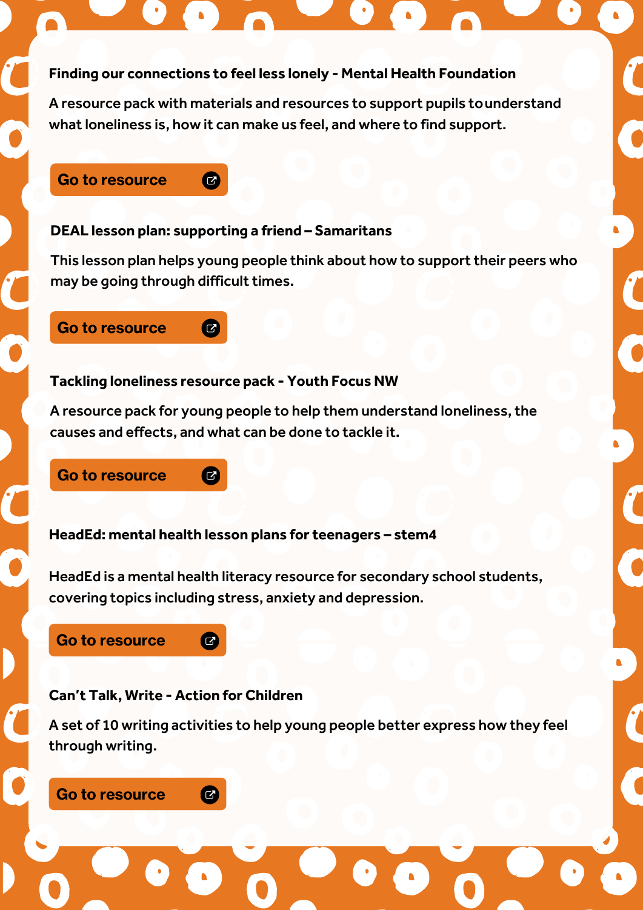**Finding our connections to feel less lonely - Mental Health Foundation**

A resource pack with materials and resources to support pupils to understand what loneliness is, how it can make us feel, and where to find support.

Go to resource

**DEAL lesson plan: supporting a friend – Samaritans**

This lesson plan helps young people think about how to support their peers who may be going through difficult times.

Go to resource

**Tackling loneliness resource pack - Youth Focus NW**

A resource pack for young people to help them understand loneliness, the causes and effects, and what can be done to tackle it.

Go to resource

**HeadEd: mental health lesson plans for teenagers – stem4**

HeadEd is a mental health literacy resource for secondary school students, covering topics including stress, anxiety and depression.

Go to resource

**Can't Talk, Write - Action for Children**

A set of 10 writing activities to help young people better express how they feel through writing.

Go to resource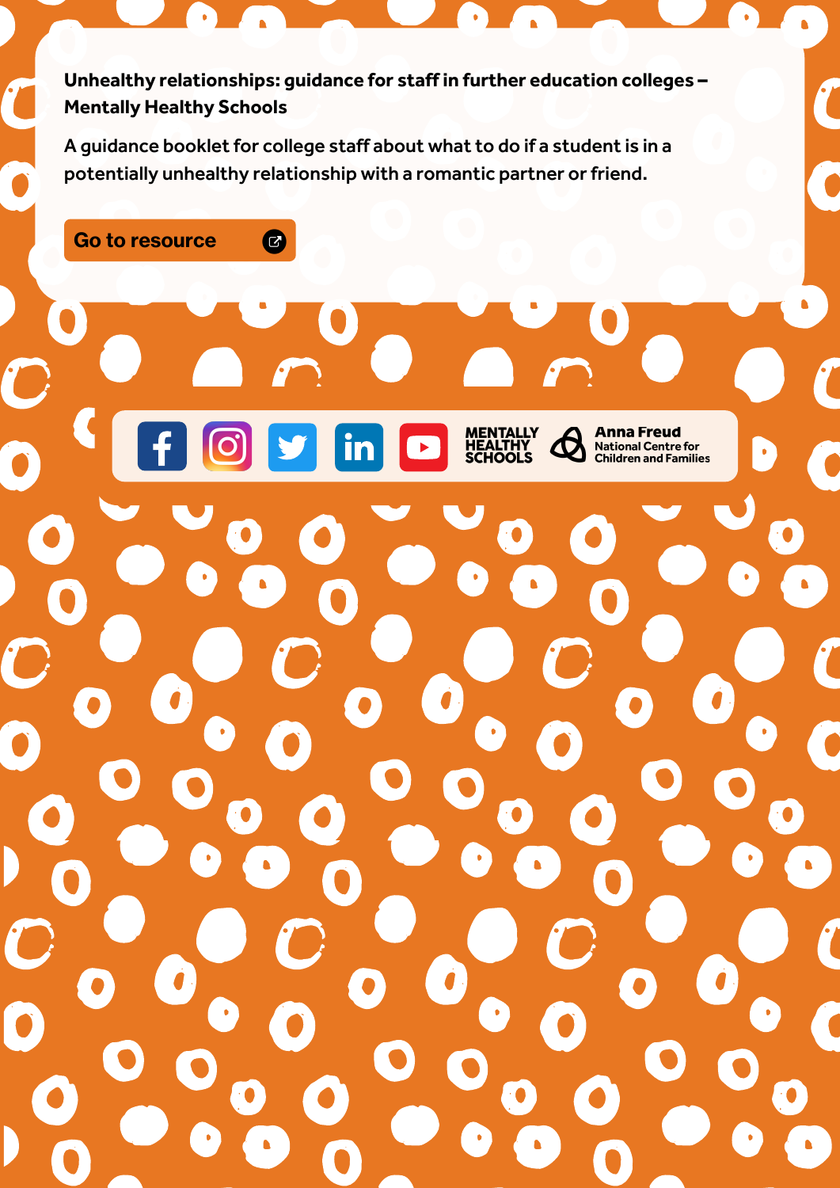**Unhealthy relationships: guidance for staff in further education colleges – Mentally Healthy Schools**

A guidance booklet for college staff about what to do if a student is in a potentially unhealthy relationship with a romantic partner or friend.

Go to resource

MENTALLY HEALTHY SCHOOLS

Anna Freud National Centre for Children and Families